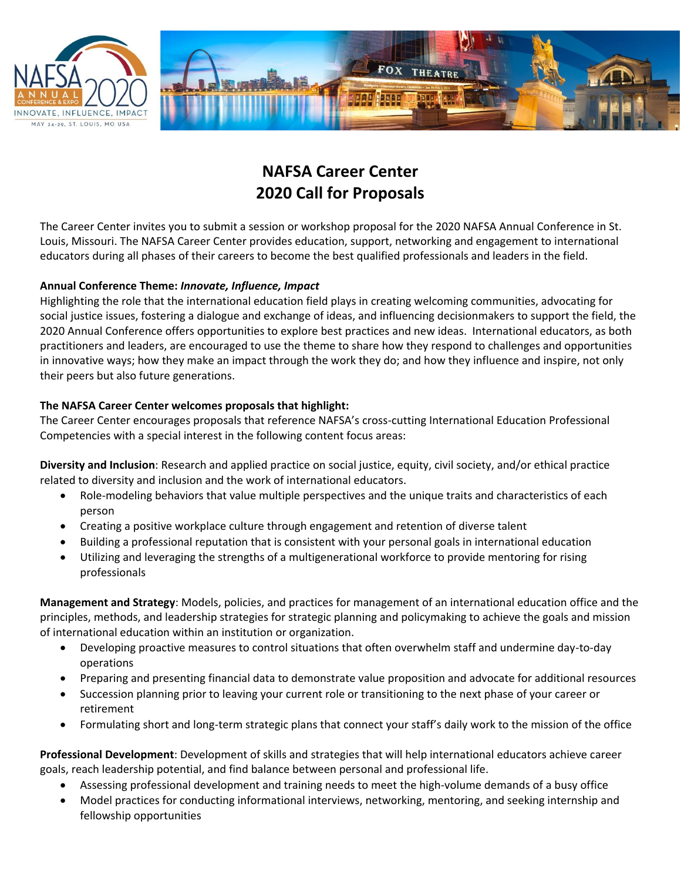# NAFSA Career Center
# 2020 Call for Proposals

The Career Center invites you to submit a session or workshop proposal for the 2020 NAFSA Annual Conference in St. Louis, Missouri. The NAFSA Career Center provides education, support, networking and engagement to international educators during all phases of their careers to become the best qualified professionals and leaders in the field.

**Annual Conference Theme: *Innovate, Influence, Impact***
Highlighting the role that the international education field plays in creating welcoming communities, advocating for social justice issues, fostering a dialogue and exchange of ideas, and influencing decisionmakers to support the field, the 2020 Annual Conference offers opportunities to explore best practices and new ideas. International educators, as both practitioners and leaders, are encouraged to use the theme to share how they respond to challenges and opportunities in innovative ways; how they make an impact through the work they do; and how they influence and inspire, not only their peers but also future generations.

**The NAFSA Career Center welcomes proposals that highlight:**
The Career Center encourages proposals that reference NAFSA's cross-cutting International Education Professional Competencies with a special interest in the following content focus areas:

**Diversity and Inclusion**: Research and applied practice on social justice, equity, civil society, and/or ethical practice related to diversity and inclusion and the work of international educators.

- Role-modeling behaviors that value multiple perspectives and the unique traits and characteristics of each person
- Creating a positive workplace culture through engagement and retention of diverse talent
- Building a professional reputation that is consistent with your personal goals in international education
- Utilizing and leveraging the strengths of a multigenerational workforce to provide mentoring for rising professionals

**Management and Strategy**: Models, policies, and practices for management of an international education office and the principles, methods, and leadership strategies for strategic planning and policymaking to achieve the goals and mission of international education within an institution or organization.

- Developing proactive measures to control situations that often overwhelm staff and undermine day-to-day operations
- Preparing and presenting financial data to demonstrate value proposition and advocate for additional resources
- Succession planning prior to leaving your current role or transitioning to the next phase of your career or retirement
- Formulating short and long-term strategic plans that connect your staff's daily work to the mission of the office

**Professional Development**: Development of skills and strategies that will help international educators achieve career goals, reach leadership potential, and find balance between personal and professional life.

- Assessing professional development and training needs to meet the high-volume demands of a busy office
- Model practices for conducting informational interviews, networking, mentoring, and seeking internship and fellowship opportunities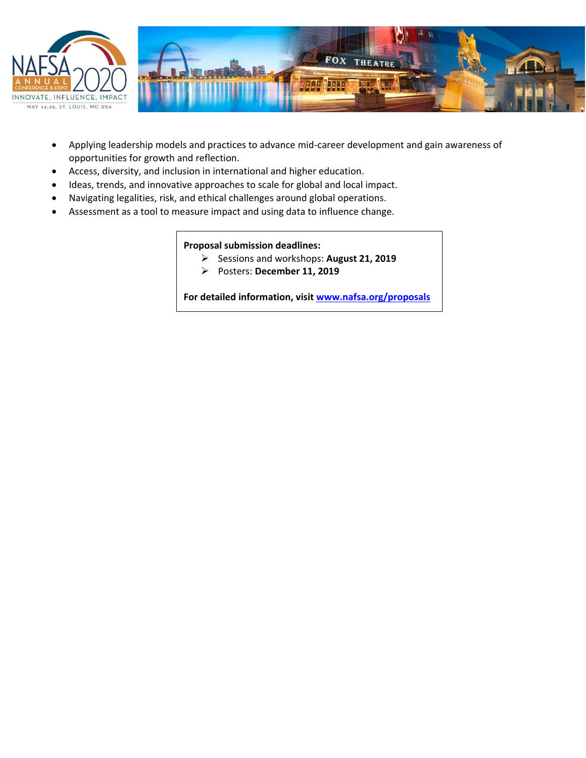- Applying leadership models and practices to advance mid-career development and gain awareness of opportunities for growth and reflection.
- Access, diversity, and inclusion in international and higher education.
- Ideas, trends, and innovative approaches to scale for global and local impact.
- Navigating legalities, risk, and ethical challenges around global operations.
- Assessment as a tool to measure impact and using data to influence change.

**Proposal submission deadlines:**

- Sessions and workshops: **August 21, 2019**
- Posters: **December 11, 2019**

**For detailed information, visit [www.nafsa.org/proposals](www.nafsa.org/proposals)**